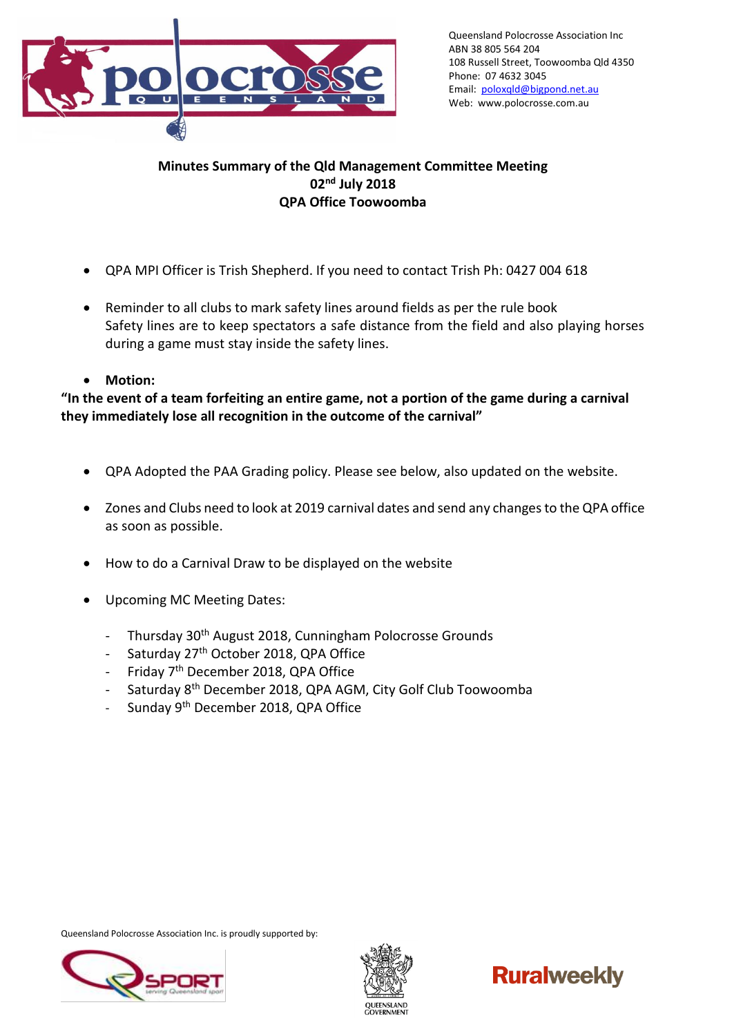Queensland Polocrosse Association Inc
ABN 38 805 564 204
108 Russell Street, Toowoomba Qld 4350
Phone: 07 4632 3045
Email: poloxqld@bigpond.net.au
Web: www.polocrosse.com.au

**Minutes Summary of the Qld Management Committee Meeting**
**02nd July 2018**
**QPA Office Toowoomba**

- QPA MPI Officer is Trish Shepherd. If you need to contact Trish Ph: 0427 004 618

- Reminder to all clubs to mark safety lines around fields as per the rule book
  Safety lines are to keep spectators a safe distance from the field and also playing horses during a game must stay inside the safety lines.

- **Motion:**

**"In the event of a team forfeiting an entire game, not a portion of the game during a carnival they immediately lose all recognition in the outcome of the carnival"**

- QPA Adopted the PAA Grading policy. Please see below, also updated on the website.

- Zones and Clubs need to look at 2019 carnival dates and send any changes to the QPA office as soon as possible.

- How to do a Carnival Draw to be displayed on the website

- Upcoming MC Meeting Dates:

  - Thursday 30th August 2018, Cunningham Polocrosse Grounds
  - Saturday 27th October 2018, QPA Office
  - Friday 7th December 2018, QPA Office
  - Saturday 8th December 2018, QPA AGM, City Golf Club Toowoomba
  - Sunday 9th December 2018, QPA Office

Queensland Polocrosse Association Inc. is proudly supported by: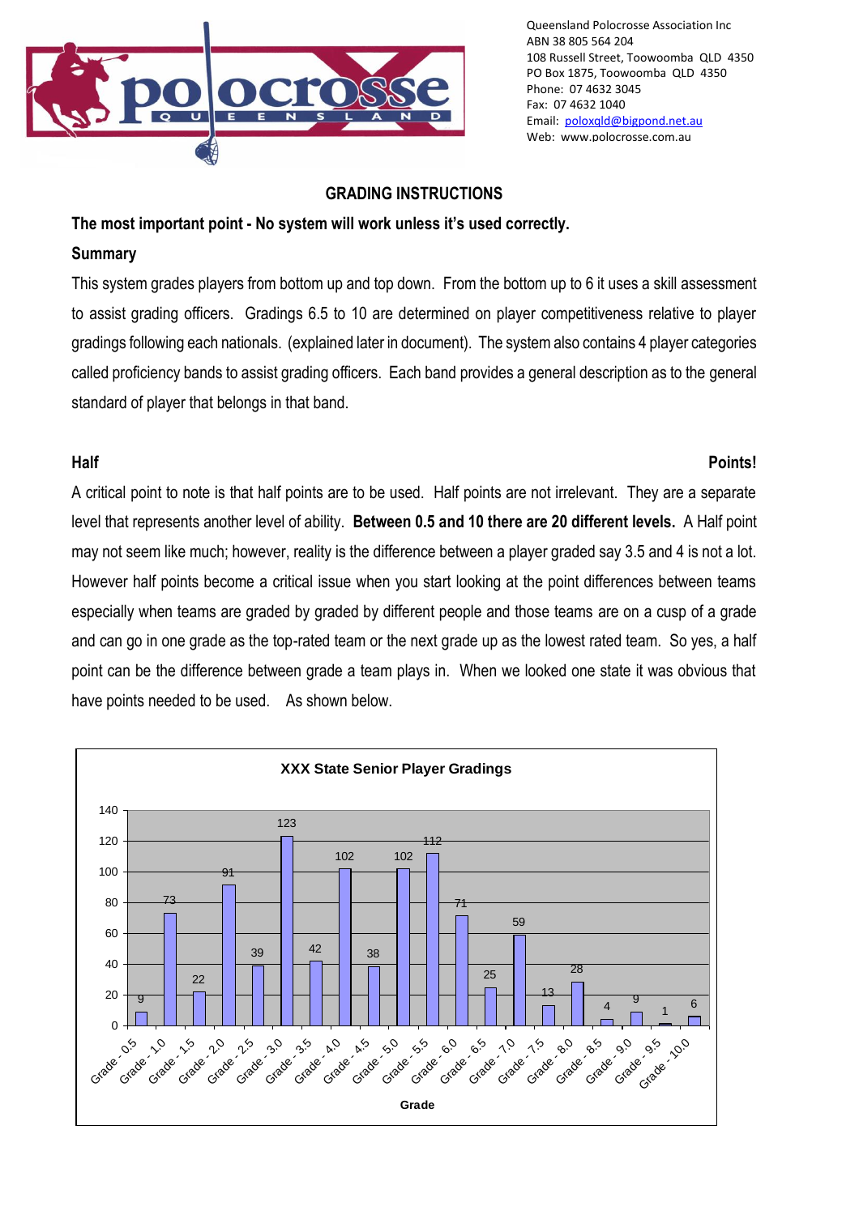Queensland Polocrosse Association Inc
ABN 38 805 564 204
108 Russell Street, Toowoomba QLD 4350
PO Box 1875, Toowoomba QLD 4350
Phone: 07 4632 3045
Fax: 07 4632 1040
Email: poloxqld@bigpond.net.au
Web: www.polocrosse.com.au

## GRADING INSTRUCTIONS

**The most important point - No system will work unless it's used correctly.**

### Summary

This system grades players from bottom up and top down. From the bottom up to 6 it uses a skill assessment to assist grading officers. Gradings 6.5 to 10 are determined on player competitiveness relative to player gradings following each nationals. (explained later in document). The system also contains 4 player categories called proficiency bands to assist grading officers. Each band provides a general description as to the general standard of player that belongs in that band.

### Half Points!

A critical point to note is that half points are to be used. Half points are not irrelevant. They are a separate level that represents another level of ability. **Between 0.5 and 10 there are 20 different levels.** A Half point may not seem like much; however, reality is the difference between a player graded say 3.5 and 4 is not a lot. However half points become a critical issue when you start looking at the point differences between teams especially when teams are graded by graded by different people and those teams are on a cusp of a grade and can go in one grade as the top-rated team or the next grade up as the lowest rated team. So yes, a half point can be the difference between grade a team plays in. When we looked one state it was obvious that have points needed to be used. As shown below.

**XXX State Senior Player Gradings**

| Grade | Number of players |
|---|---|
| Grade - 0.5 | 9 |
| Grade - 1.0 | 73 |
| Grade - 1.5 | 22 |
| Grade - 2.0 | 91 |
| Grade - 2.5 | 39 |
| Grade - 3.0 | 123 |
| Grade - 3.5 | 42 |
| Grade - 4.0 | 102 |
| Grade - 4.5 | 38 |
| Grade - 5.0 | 102 |
| Grade - 5.5 | 112 |
| Grade - 6.0 | 71 |
| Grade - 6.5 | 25 |
| Grade - 7.0 | 59 |
| Grade - 7.5 | 13 |
| Grade - 8.0 | 28 |
| Grade - 8.5 | 4 |
| Grade - 9.0 | 9 |
| Grade - 9.5 | 1 |
| Grade - 10.0 | 6 |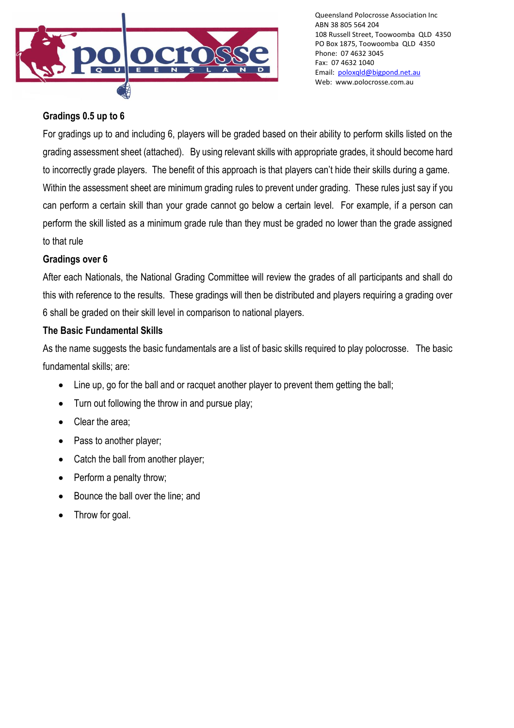### Gradings 0.5 up to 6

For gradings up to and including 6, players will be graded based on their ability to perform skills listed on the grading assessment sheet (attached). By using relevant skills with appropriate grades, it should become hard to incorrectly grade players. The benefit of this approach is that players can't hide their skills during a game. Within the assessment sheet are minimum grading rules to prevent under grading. These rules just say if you can perform a certain skill than your grade cannot go below a certain level. For example, if a person can perform the skill listed as a minimum grade rule than they must be graded no lower than the grade assigned to that rule

### Gradings over 6

After each Nationals, the National Grading Committee will review the grades of all participants and shall do this with reference to the results. These gradings will then be distributed and players requiring a grading over 6 shall be graded on their skill level in comparison to national players.

### The Basic Fundamental Skills

As the name suggests the basic fundamentals are a list of basic skills required to play polocrosse. The basic fundamental skills; are:

- Line up, go for the ball and or racquet another player to prevent them getting the ball;
- Turn out following the throw in and pursue play;
- Clear the area;
- Pass to another player;
- Catch the ball from another player;
- Perform a penalty throw;
- Bounce the ball over the line; and
- Throw for goal.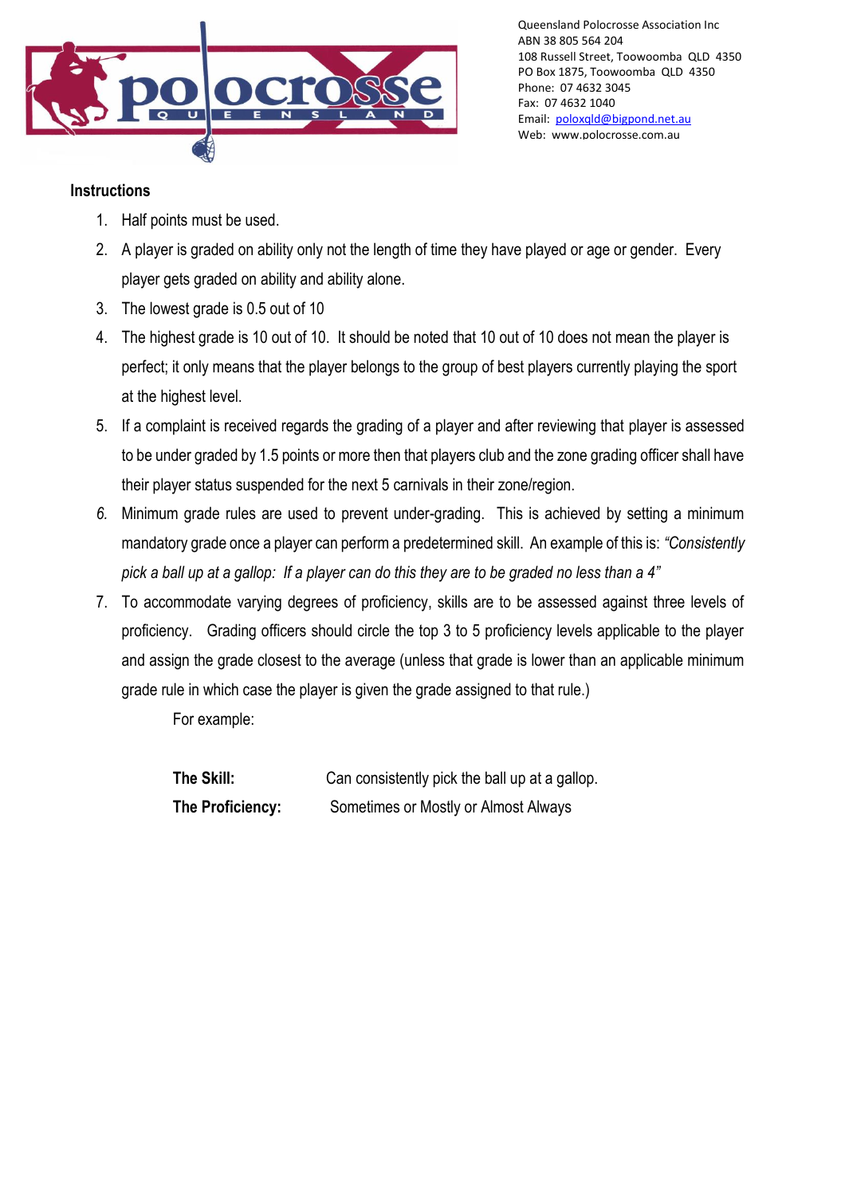Queensland Polocrosse Association Inc
ABN 38 805 564 204
108 Russell Street, Toowoomba QLD 4350
PO Box 1875, Toowoomba QLD 4350
Phone: 07 4632 3045
Fax: 07 4632 1040
Email: poloxqld@bigpond.net.au
Web: www.polocrosse.com.au

**Instructions**

1. Half points must be used.
2. A player is graded on ability only not the length of time they have played or age or gender. Every player gets graded on ability and ability alone.
3. The lowest grade is 0.5 out of 10
4. The highest grade is 10 out of 10. It should be noted that 10 out of 10 does not mean the player is perfect; it only means that the player belongs to the group of best players currently playing the sport at the highest level.
5. If a complaint is received regards the grading of a player and after reviewing that player is assessed to be under graded by 1.5 points or more then that players club and the zone grading officer shall have their player status suspended for the next 5 carnivals in their zone/region.
6. Minimum grade rules are used to prevent under-grading. This is achieved by setting a minimum mandatory grade once a player can perform a predetermined skill. An example of this is: *"Consistently pick a ball up at a gallop: If a player can do this they are to be graded no less than a 4"*
7. To accommodate varying degrees of proficiency, skills are to be assessed against three levels of proficiency. Grading officers should circle the top 3 to 5 proficiency levels applicable to the player and assign the grade closest to the average (unless that grade is lower than an applicable minimum grade rule in which case the player is given the grade assigned to that rule.)

   For example:

   **The Skill:** Can consistently pick the ball up at a gallop.

   **The Proficiency:** Sometimes or Mostly or Almost Always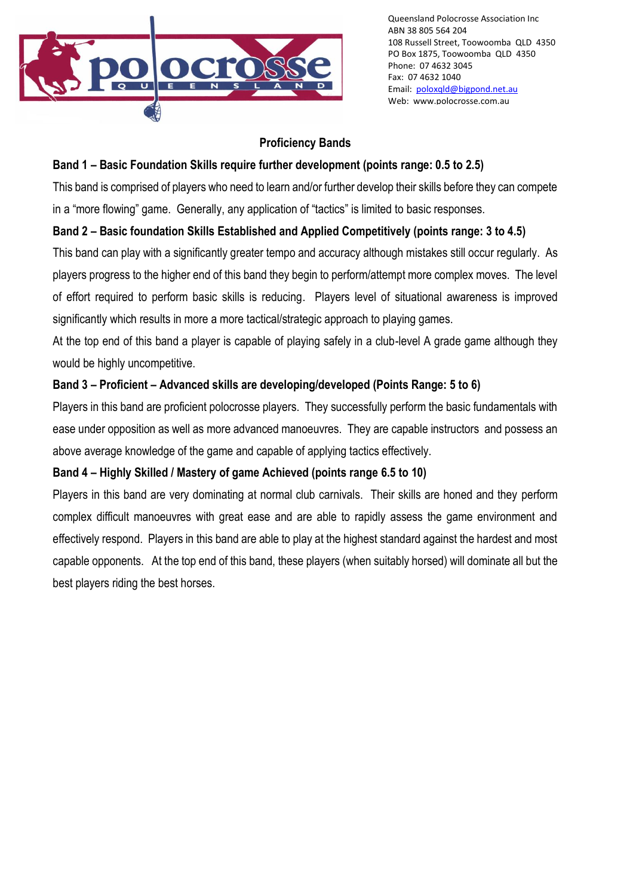Queensland Polocrosse Association Inc
ABN 38 805 564 204
108 Russell Street, Toowoomba QLD 4350
PO Box 1875, Toowoomba QLD 4350
Phone: 07 4632 3045
Fax: 07 4632 1040
Email: poloxqld@bigpond.net.au
Web: www.polocrosse.com.au

## Proficiency Bands

### Band 1 – Basic Foundation Skills require further development (points range: 0.5 to 2.5)

This band is comprised of players who need to learn and/or further develop their skills before they can compete in a "more flowing" game. Generally, any application of "tactics" is limited to basic responses.

### Band 2 – Basic foundation Skills Established and Applied Competitively (points range: 3 to 4.5)

This band can play with a significantly greater tempo and accuracy although mistakes still occur regularly. As players progress to the higher end of this band they begin to perform/attempt more complex moves. The level of effort required to perform basic skills is reducing. Players level of situational awareness is improved significantly which results in more a more tactical/strategic approach to playing games.

At the top end of this band a player is capable of playing safely in a club-level A grade game although they would be highly uncompetitive.

### Band 3 – Proficient – Advanced skills are developing/developed (Points Range: 5 to 6)

Players in this band are proficient polocrosse players. They successfully perform the basic fundamentals with ease under opposition as well as more advanced manoeuvres. They are capable instructors and possess an above average knowledge of the game and capable of applying tactics effectively.

### Band 4 – Highly Skilled / Mastery of game Achieved (points range 6.5 to 10)

Players in this band are very dominating at normal club carnivals. Their skills are honed and they perform complex difficult manoeuvres with great ease and are able to rapidly assess the game environment and effectively respond. Players in this band are able to play at the highest standard against the hardest and most capable opponents. At the top end of this band, these players (when suitably horsed) will dominate all but the best players riding the best horses.